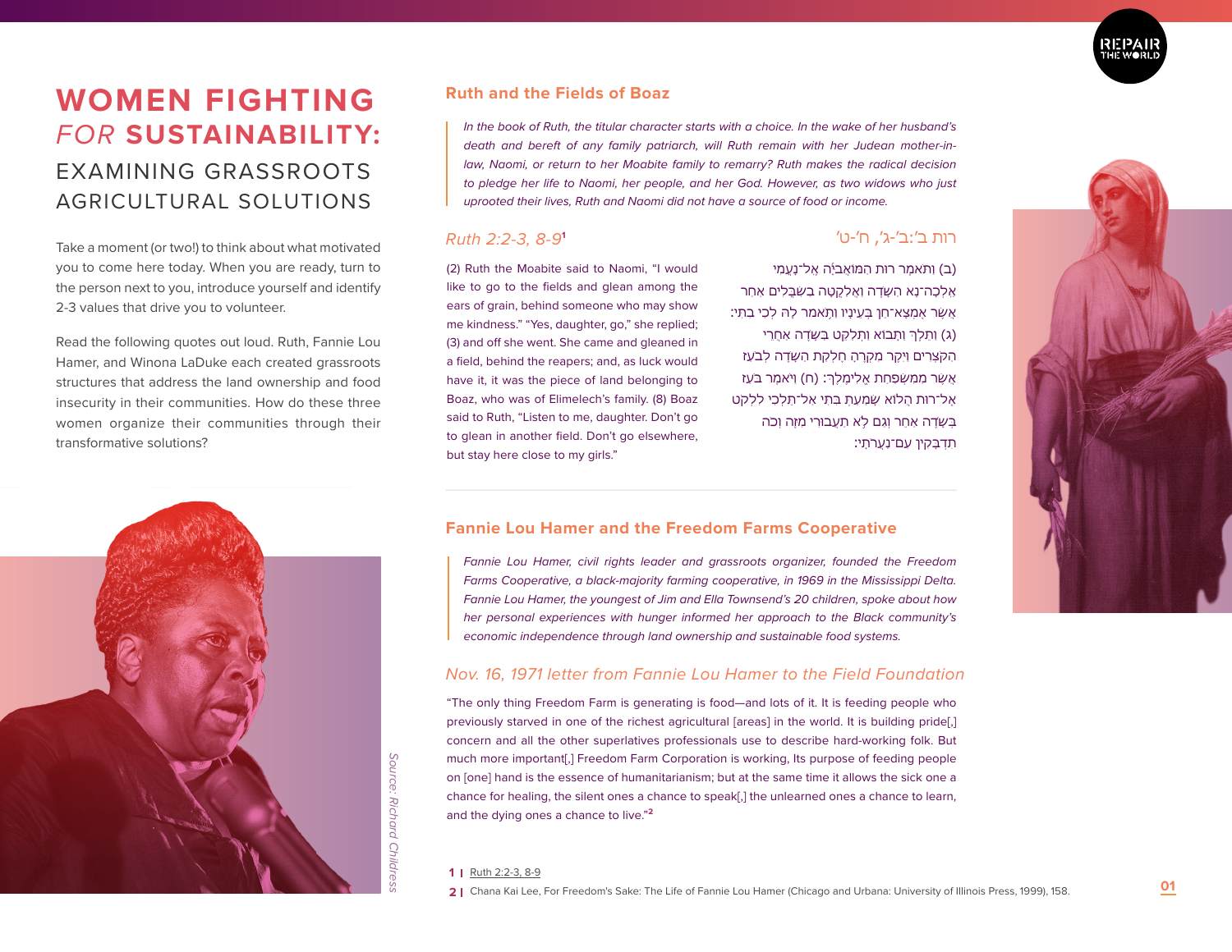# WOMEN FIGHTING *FOR* SUSTAINABILITY:

## EXAMINING GRASSROOTS AGRICULTURAL SOLUTIONS

Take a moment (or two!) to think about what motivated you to come here today. When you are ready, turn to the person next to you, introduce yourself and identify 2-3 values that drive you to volunteer.

Read the following quotes out loud. Ruth, Fannie Lou Hamer, and Winona LaDuke each created grassroots structures that address the land ownership and food insecurity in their communities. How do these three women organize their communities through their transformative solutions?

Source: Richard Childress

### Ruth and the Fields of Boaz

*In the book of Ruth, the titular character starts with a choice. In the wake of her husband's death and bereft of any family patriarch, will Ruth remain with her Judean mother-in-law, Naomi, or return to her Moabite family to remarry? Ruth makes the radical decision to pledge her life to Naomi, her people, and her God. However, as two widows who just uprooted their lives, Ruth and Naomi did not have a source of food or income.*

*Ruth 2:2-3, 8-9*[1]

(2) Ruth the Moabite said to Naomi, "I would like to go to the fields and glean among the ears of grain, behind someone who may show me kindness." "Yes, daughter, go," she replied; (3) and off she went. She came and gleaned in a field, behind the reapers; and, as luck would have it, it was the piece of land belonging to Boaz, who was of Elimelech's family. (8) Boaz said to Ruth, "Listen to me, daughter. Don't go to glean in another field. Don't go elsewhere, but stay here close to my girls."

רות ב׳:ב׳-ג׳, ח׳-ט׳

(ב) וַתֹּאמֶר רוּת הַמּוֹאֲבִיָּה אֶל־נָעֳמִי אֵלְכָה־נָּא הַשָּׂדֶה וַאֲלַקֳטָה בַשִּׁבֳּלִים אַחַר אֲשֶׁר אֶמְצָא־חֵן בְּעֵינָיו וַתֹּאמֶר לָהּ לְכִי בִתִּי׃ (ג) וַתֵּלֶךְ וַתָּבוֹא וַתְּלַקֵּט בַּשָּׂדֶה אַחֲרֵי הַקֹּצְרִים וַיִּקֶר מִקְרֶהָ חֶלְקַת הַשָּׂדֶה לְבֹעַז אֲשֶׁר מִמִּשְׁפַּחַת אֱלִימֶלֶךְ׃ (ח) וַיֹּאמֶר בֹּעַז אֶל־רוּת הֲלוֹא שָׁמַעַתְּ בִּתִּי אַל־תֵּלְכִי לִלְקֹט בְּשָׂדֶה אַחֵר וְגַם לֹא תַעֲבוּרִי מִזֶּה וְכֹה תִדְבָּקִין עִם־נַעֲרֹתָי׃

### Fannie Lou Hamer and the Freedom Farms Cooperative

*Fannie Lou Hamer, civil rights leader and grassroots organizer, founded the Freedom Farms Cooperative, a black-majority farming cooperative, in 1969 in the Mississippi Delta. Fannie Lou Hamer, the youngest of Jim and Ella Townsend's 20 children, spoke about how her personal experiences with hunger informed her approach to the Black community's economic independence through land ownership and sustainable food systems.*

*Nov. 16, 1971 letter from Fannie Lou Hamer to the Field Foundation*

"The only thing Freedom Farm is generating is food—and lots of it. It is feeding people who previously starved in one of the richest agricultural [areas] in the world. It is building pride[,] concern and all the other superlatives professionals use to describe hard-working folk. But much more important[,] Freedom Farm Corporation is working, Its purpose of feeding people on [one] hand is the essence of humanitarianism; but at the same time it allows the sick one a chance for healing, the silent ones a chance to speak[,] the unlearned ones a chance to learn, and the dying ones a chance to live."[2]

1 | Ruth 2:2-3, 8-9

2 | Chana Kai Lee, For Freedom's Sake: The Life of Fannie Lou Hamer (Chicago and Urbana: University of Illinois Press, 1999), 158.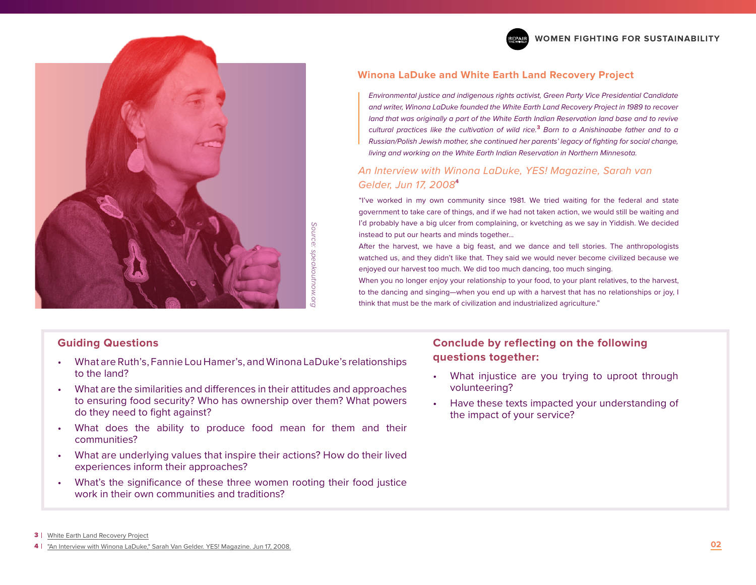## Winona LaDuke and White Earth Land Recovery Project

*Environmental justice and indigenous rights activist, Green Party Vice Presidential Candidate and writer, Winona LaDuke founded the White Earth Land Recovery Project in 1989 to recover land that was originally a part of the White Earth Indian Reservation land base and to revive cultural practices like the cultivation of wild rice.[3] Born to a Anishinaabe father and to a Russian/Polish Jewish mother, she continued her parents' legacy of fighting for social change, living and working on the White Earth Indian Reservation in Northern Minnesota.*

Source: speakoutnow.org

### *An Interview with Winona LaDuke, YES! Magazine, Sarah van Gelder, Jun 17, 2008*[4]

"I've worked in my own community since 1981. We tried waiting for the federal and state government to take care of things, and if we had not taken action, we would still be waiting and I'd probably have a big ulcer from complaining, or kvetching as we say in Yiddish. We decided instead to put our hearts and minds together…

After the harvest, we have a big feast, and we dance and tell stories. The anthropologists watched us, and they didn't like that. They said we would never become civilized because we enjoyed our harvest too much. We did too much dancing, too much singing.

When you no longer enjoy your relationship to your food, to your plant relatives, to the harvest, to the dancing and singing—when you end up with a harvest that has no relationships or joy, I think that must be the mark of civilization and industrialized agriculture."

### Guiding Questions

- What are Ruth's, Fannie Lou Hamer's, and Winona LaDuke's relationships to the land?
- What are the similarities and differences in their attitudes and approaches to ensuring food security? Who has ownership over them? What powers do they need to fight against?
- What does the ability to produce food mean for them and their communities?
- What are underlying values that inspire their actions? How do their lived experiences inform their approaches?
- What's the significance of these three women rooting their food justice work in their own communities and traditions?

### Conclude by reflecting on the following questions together:

- What injustice are you trying to uproot through volunteering?
- Have these texts impacted your understanding of the impact of your service?

3 | White Earth Land Recovery Project

4 | "An Interview with Winona LaDuke," Sarah Van Gelder. YES! Magazine. Jun 17, 2008.